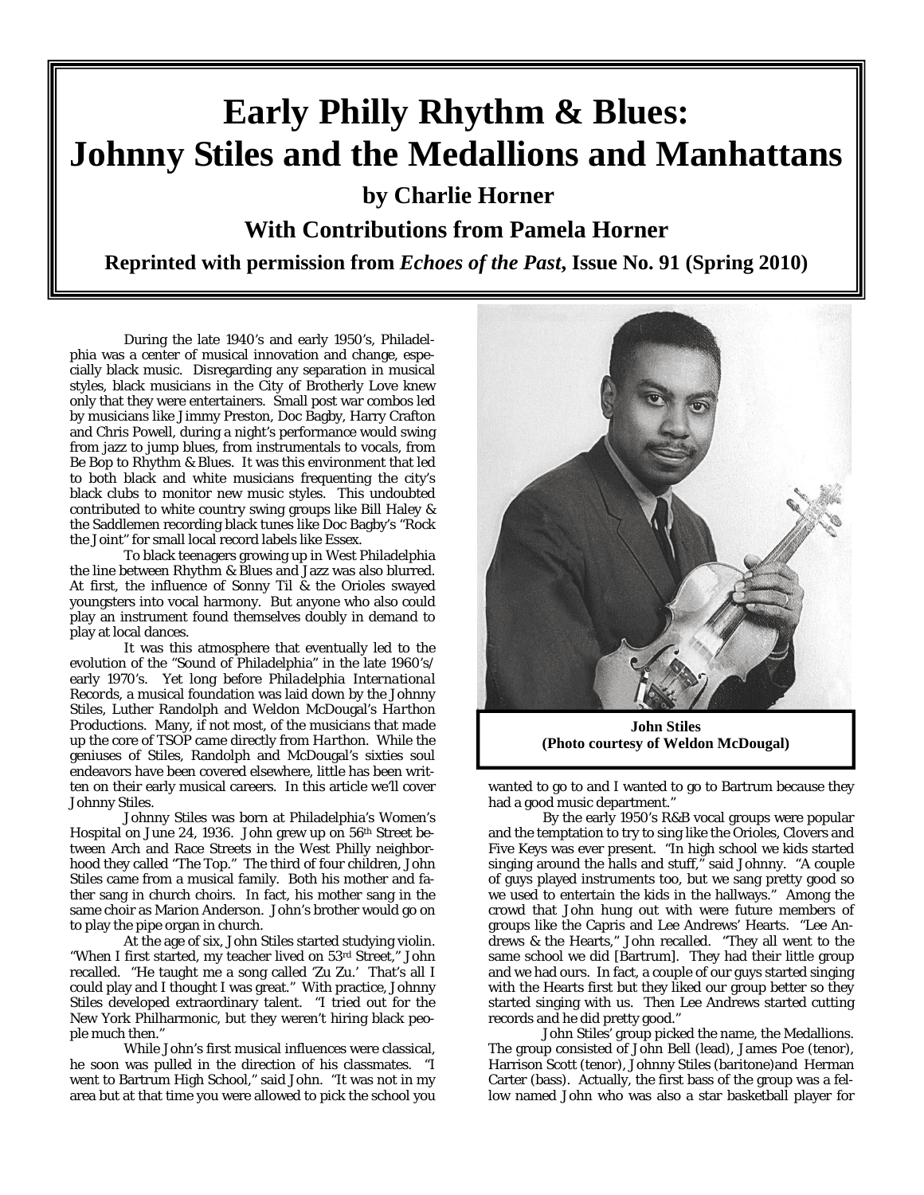# Early Philly Rhythm & Blues: Johnny Stiles and the Medallions and Manhattans

## by Charlie Horner

### With Contributions from Pamela Horner

**Reprinted with permission from *Echoes of the Past*, Issue No. 91 (Spring 2010)**

During the late 1940's and early 1950's, Philadelphia was a center of musical innovation and change, especially black music. Disregarding any separation in musical styles, black musicians in the City of Brotherly Love knew only that they were entertainers. Small post war combos led by musicians like Jimmy Preston, Doc Bagby, Harry Crafton and Chris Powell, during a night's performance would swing from jazz to jump blues, from instrumentals to vocals, from Be Bop to Rhythm & Blues. It was this environment that led to both black and white musicians frequenting the city's black clubs to monitor new music styles. This undoubted contributed to white country swing groups like Bill Haley & the Saddlemen recording black tunes like Doc Bagby's "Rock the Joint" for small local record labels like Essex.

To black teenagers growing up in West Philadelphia the line between Rhythm & Blues and Jazz was also blurred. At first, the influence of Sonny Til & the Orioles swayed youngsters into vocal harmony. But anyone who also could play an instrument found themselves doubly in demand to play at local dances.

It was this atmosphere that eventually led to the evolution of the "Sound of Philadelphia" in the late 1960's/ early 1970's. Yet long before *Philadelphia International Records*, a musical foundation was laid down by the Johnny Stiles, Luther Randolph and Weldon McDougal's *Harthon Productions*. Many, if not most, of the musicians that made up the core of TSOP came directly from *Harthon*. While the geniuses of Stiles, Randolph and McDougal's sixties soul endeavors have been covered elsewhere, little has been written on their early musical careers. In this article we'll cover Johnny Stiles.

Johnny Stiles was born at Philadelphia's Women's Hospital on June 24, 1936. John grew up on 56th Street between Arch and Race Streets in the West Philly neighborhood they called "The Top." The third of four children, John Stiles came from a musical family. Both his mother and father sang in church choirs. In fact, his mother sang in the same choir as Marion Anderson. John's brother would go on to play the pipe organ in church.

At the age of six, John Stiles started studying violin. "When I first started, my teacher lived on 53rd Street," John recalled. "He taught me a song called 'Zu Zu.' That's all I could play and I thought I was great." With practice, Johnny Stiles developed extraordinary talent. "I tried out for the New York Philharmonic, but they weren't hiring black people much then."

While John's first musical influences were classical, he soon was pulled in the direction of his classmates. "I went to Bartrum High School," said John. "It was not in my area but at that time you were allowed to pick the school you wanted to go to and I wanted to go to Bartrum because they had a good music department."

**John Stiles**
**(Photo courtesy of Weldon McDougal)**

By the early 1950's R&B vocal groups were popular and the temptation to try to sing like the Orioles, Clovers and Five Keys was ever present. "In high school we kids started singing around the halls and stuff," said Johnny. "A couple of guys played instruments too, but we sang pretty good so we used to entertain the kids in the hallways." Among the crowd that John hung out with were future members of groups like the Capris and Lee Andrews' Hearts. "Lee Andrews & the Hearts," John recalled. "They all went to the same school we did [Bartrum]. They had their little group and we had ours. In fact, a couple of our guys started singing with the Hearts first but they liked our group better so they started singing with us. Then Lee Andrews started cutting records and he did pretty good."

John Stiles' group picked the name, the Medallions. The group consisted of John Bell (lead), James Poe (tenor), Harrison Scott (tenor), Johnny Stiles (baritone)and Herman Carter (bass). Actually, the first bass of the group was a fellow named John who was also a star basketball player for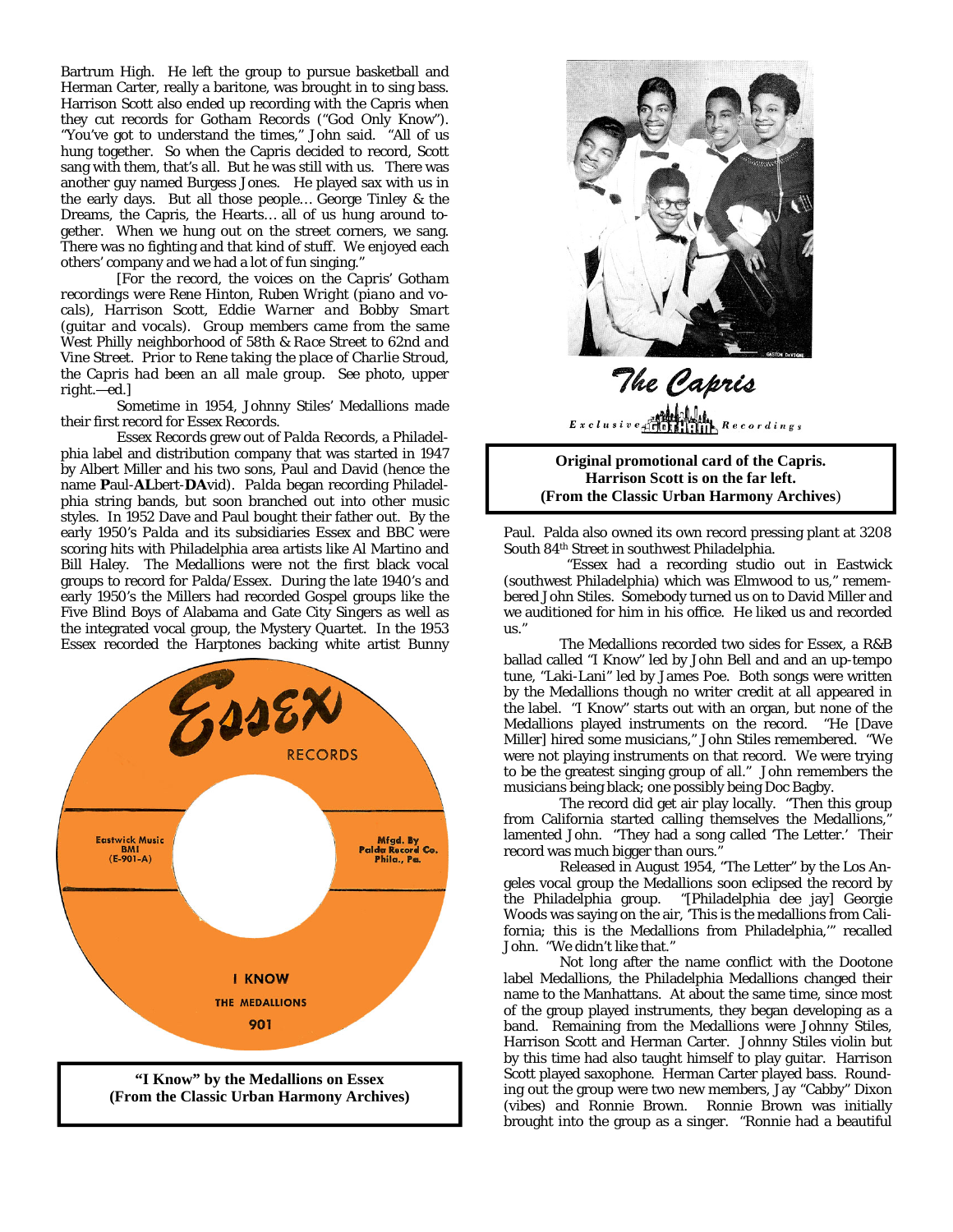Bartrum High. He left the group to pursue basketball and Herman Carter, really a baritone, was brought in to sing bass. Harrison Scott also ended up recording with the Capris when they cut records for Gotham Records ("God Only Know"). "You've got to understand the times," John said. "All of us hung together. So when the Capris decided to record, Scott sang with them, that's all. But he was still with us. There was another guy named Burgess Jones. He played sax with us in the early days. But all those people… George Tinley & the Dreams, the Capris, the Hearts… all of us hung around together. When we hung out on the street corners, we sang. There was no fighting and that kind of stuff. We enjoyed each others' company and we had a lot of fun singing."

*[For the record, the voices on the Capris' Gotham recordings were Rene Hinton, Ruben Wright (piano and vocals), Harrison Scott, Eddie Warner and Bobby Smart (guitar and vocals). Group members came from the same West Philly neighborhood of 58th & Race Street to 62nd and Vine Street. Prior to Rene taking the place of Charlie Stroud, the Capris had been an all male group. See photo, upper right.—ed.]*

Sometime in 1954, Johnny Stiles' Medallions made their first record for Essex Records.

Essex Records grew out of Palda Records, a Philadelphia label and distribution company that was started in 1947 by Albert Miller and his two sons, Paul and David (hence the name **P**aul-**AL**bert-**DA**vid). Palda began recording Philadelphia string bands, but soon branched out into other music styles. In 1952 Dave and Paul bought their father out. By the early 1950's Palda and its subsidiaries Essex and BBC were scoring hits with Philadelphia area artists like Al Martino and Bill Haley. The Medallions were not the first black vocal groups to record for Palda/Essex. During the late 1940's and early 1950's the Millers had recorded Gospel groups like the Five Blind Boys of Alabama and Gate City Singers as well as the integrated vocal group, the Mystery Quartet. In the 1953 Essex recorded the Harptones backing white artist Bunny Paul. Palda also owned its own record pressing plant at 3208 South 84th Street in southwest Philadelphia.

**"I Know" by the Medallions on Essex (From the Classic Urban Harmony Archives)**

**Original promotional card of the Capris. Harrison Scott is on the far left. (From the Classic Urban Harmony Archives)**

"Essex had a recording studio out in Eastwick (southwest Philadelphia) which was Elmwood to us," remembered John Stiles. "Somebody turned us on to David Miller and we auditioned for him in his office. He liked us and recorded us."

The Medallions recorded two sides for Essex, a R&B ballad called "I Know" led by John Bell and and an up-tempo tune, "Laki-Lani" led by James Poe. Both songs were written by the Medallions though no writer credit at all appeared in the label. "I Know" starts out with an organ, but none of the Medallions played instruments on the record. "He [Dave Miller] hired some musicians," John Stiles remembered. "We were not playing instruments on that record. We were trying to be the greatest singing group of all." John remembers the musicians being black; one possibly being Doc Bagby.

The record did get air play locally. "Then this group from California started calling themselves the Medallions," lamented John. "They had a song called 'The Letter.' Their record was much bigger than ours."

Released in August 1954, "The Letter" by the Los Angeles vocal group the Medallions soon eclipsed the record by the Philadelphia group. "[Philadelphia dee jay] Georgie Woods was saying on the air, 'This is the medallions from California; this is the Medallions from Philadelphia,'" recalled John. "We didn't like that."

Not long after the name conflict with the Dootone label Medallions, the Philadelphia Medallions changed their name to the Manhattans. At about the same time, since most of the group played instruments, they began developing as a band. Remaining from the Medallions were Johnny Stiles, Harrison Scott and Herman Carter. Johnny Stiles violin but by this time had also taught himself to play guitar. Harrison Scott played saxophone. Herman Carter played bass. Rounding out the group were two new members, Jay "Cabby" Dixon (vibes) and Ronnie Brown. Ronnie Brown was initially brought into the group as a singer. "Ronnie had a beautiful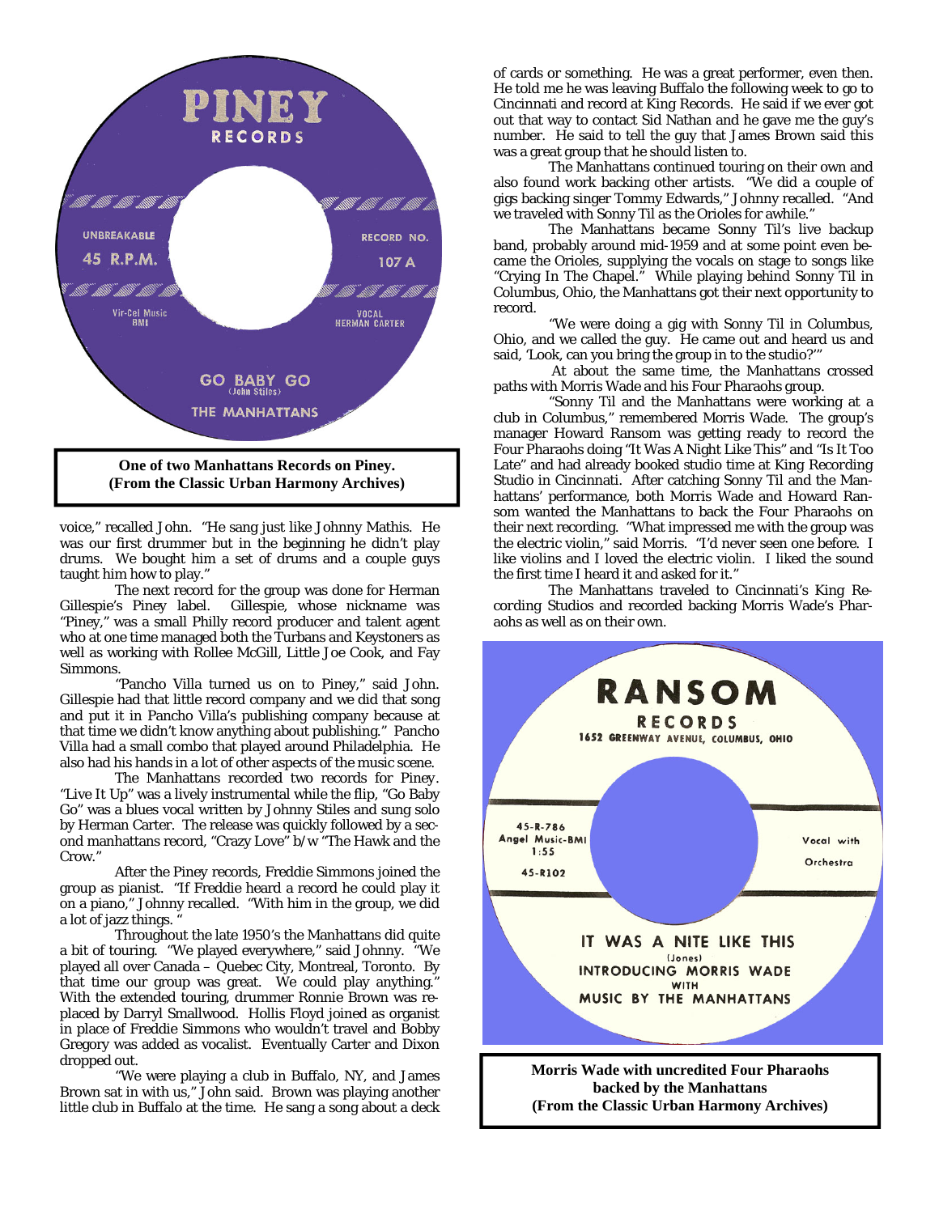**One of two Manhattans Records on Piney. (From the Classic Urban Harmony Archives)**

voice," recalled John. "He sang just like Johnny Mathis. He was our first drummer but in the beginning he didn't play drums. We bought him a set of drums and a couple guys taught him how to play."

The next record for the group was done for Herman Gillespie's Piney label. Gillespie, whose nickname was "Piney," was a small Philly record producer and talent agent who at one time managed both the Turbans and Keystoners as well as working with Rollee McGill, Little Joe Cook, and Fay Simmons.

"Pancho Villa turned us on to Piney," said John. Gillespie had that little record company and we did that song and put it in Pancho Villa's publishing company because at that time we didn't know anything about publishing." Pancho Villa had a small combo that played around Philadelphia. He also had his hands in a lot of other aspects of the music scene.

The Manhattans recorded two records for Piney. "Live It Up" was a lively instrumental while the flip, "Go Baby Go" was a blues vocal written by Johnny Stiles and sung solo by Herman Carter. The release was quickly followed by a second manhattans record, "Crazy Love" b/w "The Hawk and the Crow."

After the Piney records, Freddie Simmons joined the group as pianist. "If Freddie heard a record he could play it on a piano," Johnny recalled. "With him in the group, we did a lot of jazz things. "

Throughout the late 1950's the Manhattans did quite a bit of touring. "We played everywhere," said Johnny. "We played all over Canada – Quebec City, Montreal, Toronto. By that time our group was great. We could play anything." With the extended touring, drummer Ronnie Brown was replaced by Darryl Smallwood. Hollis Floyd joined as organist in place of Freddie Simmons who wouldn't travel and Bobby Gregory was added as vocalist. Eventually Carter and Dixon dropped out.

"We were playing a club in Buffalo, NY, and James Brown sat in with us," John said. Brown was playing another little club in Buffalo at the time. He sang a song about a deck of cards or something. He was a great performer, even then. He told me he was leaving Buffalo the following week to go to Cincinnati and record at King Records. He said if we ever got out that way to contact Sid Nathan and he gave me the guy's number. He said to tell the guy that James Brown said this was a great group that he should listen to.

The Manhattans continued touring on their own and also found work backing other artists. "We did a couple of gigs backing singer Tommy Edwards," Johnny recalled. "And we traveled with Sonny Til as the Orioles for awhile."

The Manhattans became Sonny Til's live backup band, probably around mid-1959 and at some point even became the Orioles, supplying the vocals on stage to songs like "Crying In The Chapel." While playing behind Sonny Til in Columbus, Ohio, the Manhattans got their next opportunity to record.

"We were doing a gig with Sonny Til in Columbus, Ohio, and we called the guy. He came out and heard us and said, 'Look, can you bring the group in to the studio?'"

At about the same time, the Manhattans crossed paths with Morris Wade and his Four Pharaohs group.

"Sonny Til and the Manhattans were working at a club in Columbus," remembered Morris Wade. The group's manager Howard Ransom was getting ready to record the Four Pharaohs doing "It Was A Night Like This" and "Is It Too Late" and had already booked studio time at King Recording Studio in Cincinnati. After catching Sonny Til and the Manhattans' performance, both Morris Wade and Howard Ransom wanted the Manhattans to back the Four Pharaohs on their next recording. "What impressed me with the group was the electric violin," said Morris. "I'd never seen one before. I like violins and I loved the electric violin. I liked the sound the first time I heard it and asked for it."

The Manhattans traveled to Cincinnati's King Recording Studios and recorded backing Morris Wade's Pharaohs as well as on their own.

**Morris Wade with uncredited Four Pharaohs backed by the Manhattans (From the Classic Urban Harmony Archives)**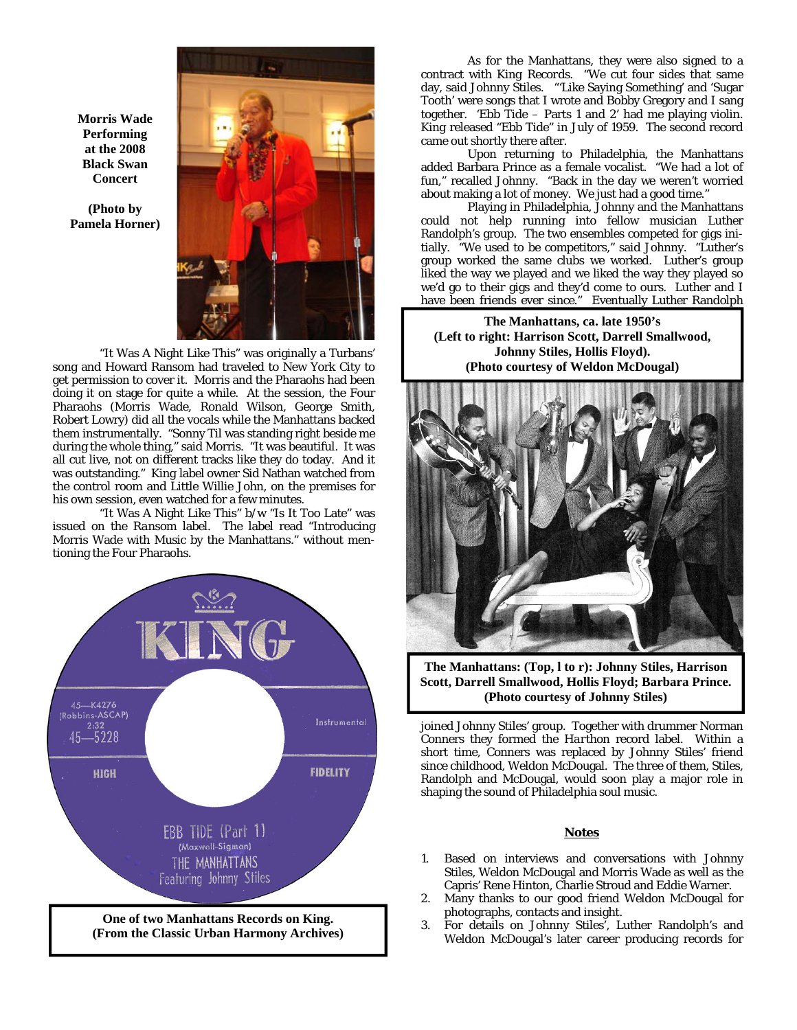**Morris Wade Performing at the 2008 Black Swan Concert**

**(Photo by Pamela Horner)**

"It Was A Night Like This" was originally a Turbans' song and Howard Ransom had traveled to New York City to get permission to cover it. Morris and the Pharaohs had been doing it on stage for quite a while. At the session, the Four Pharaohs (Morris Wade, Ronald Wilson, George Smith, Robert Lowry) did all the vocals while the Manhattans backed them instrumentally. "Sonny Til was standing right beside me during the whole thing," said Morris. "It was beautiful. It was all cut live, not on different tracks like they do today. And it was outstanding." King label owner Sid Nathan watched from the control room and Little Willie John, on the premises for his own session, even watched for a few minutes.

"It Was A Night Like This" b/w "Is It Too Late" was issued on the *Ransom* label. The label read "Introducing Morris Wade with Music by the Manhattans." without mentioning the Four Pharaohs.

**One of two Manhattans Records on King. (From the Classic Urban Harmony Archives)**

As for the Manhattans, they were also signed to a contract with King Records. "We cut four sides that same day, said Johnny Stiles. "'Like Saying Something' and 'Sugar Tooth' were songs that I wrote and Bobby Gregory and I sang together. 'Ebb Tide – Parts 1 and 2' had me playing violin. King released "Ebb Tide" in July of 1959. The second record came out shortly there after.

Upon returning to Philadelphia, the Manhattans added Barbara Prince as a female vocalist. "We had a lot of fun," recalled Johnny. "Back in the day we weren't worried about making a lot of money. We just had a good time."

Playing in Philadelphia, Johnny and the Manhattans could not help running into fellow musician Luther Randolph's group. The two ensembles competed for gigs initially. "We used to be competitors," said Johnny. "Luther's group worked the same clubs we worked. Luther's group liked the way we played and we liked the way they played so we'd go to their gigs and they'd come to ours. Luther and I have been friends ever since." Eventually Luther Randolph joined Johnny Stiles' group. Together with drummer Norman Conners they formed the *Harthon* record label. Within a short time, Conners was replaced by Johnny Stiles' friend since childhood, Weldon McDougal. The three of them, Stiles, Randolph and McDougal, would soon play a major role in shaping the sound of Philadelphia soul music.

**The Manhattans, ca. late 1950's (Left to right: Harrison Scott, Darrell Smallwood, Johnny Stiles, Hollis Floyd). (Photo courtesy of Weldon McDougal)**

**The Manhattans: (Top, l to r): Johnny Stiles, Harrison Scott, Darrell Smallwood, Hollis Floyd; Barbara Prince. (Photo courtesy of Johnny Stiles)**

## Notes

1. Based on interviews and conversations with Johnny Stiles, Weldon McDougal and Morris Wade as well as the Capris' Rene Hinton, Charlie Stroud and Eddie Warner.
2. Many thanks to our good friend Weldon McDougal for photographs, contacts and insight.
3. For details on Johnny Stiles', Luther Randolph's and Weldon McDougal's later career producing records for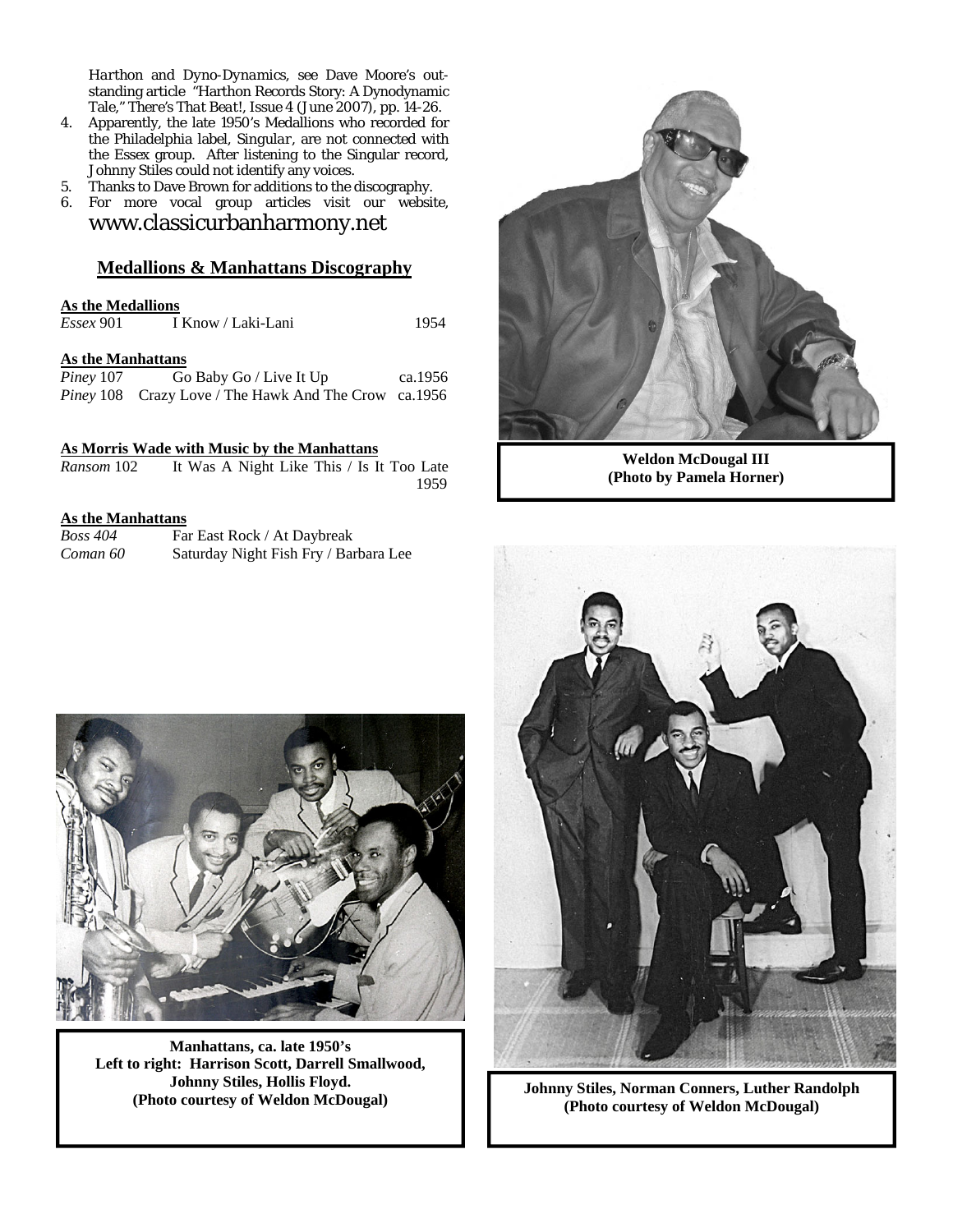Harthon and Dyno-Dynamics, see Dave Moore's outstanding article "Harthon Records Story: A Dynodynamic Tale," *There's That Beat!*, Issue 4 (June 2007), pp. 14-26.

4. Apparently, the late 1950's Medallions who recorded for the Philadelphia label, *Singular*, are not connected with the Essex group. After listening to the Singular record, Johnny Stiles could not identify any voices.
5. Thanks to Dave Brown for additions to the discography.
6. For more vocal group articles visit our website, www.classicurbanharmony.net

## Medallions & Manhattans Discography

**As the Medallions**

| | | |
|---|---|---|
| *Essex* 901 | I Know / Laki-Lani | 1954 |

**As the Manhattans**

| | | |
|---|---|---|
| *Piney* 107 | Go Baby Go / Live It Up | ca.1956 |
| *Piney* 108 | Crazy Love / The Hawk And The Crow | ca.1956 |

**As Morris Wade with Music by the Manhattans**

| | | |
|---|---|---|
| *Ransom* 102 | It Was A Night Like This / Is It Too Late | 1959 |

**As the Manhattans**

| | |
|---|---|
| *Boss 404* | Far East Rock / At Daybreak |
| *Coman 60* | Saturday Night Fish Fry / Barbara Lee |

**Weldon McDougal III**
**(Photo by Pamela Horner)**

**Manhattans, ca. late 1950's**
**Left to right: Harrison Scott, Darrell Smallwood, Johnny Stiles, Hollis Floyd.**
**(Photo courtesy of Weldon McDougal)**

**Johnny Stiles, Norman Conners, Luther Randolph**
**(Photo courtesy of Weldon McDougal)**